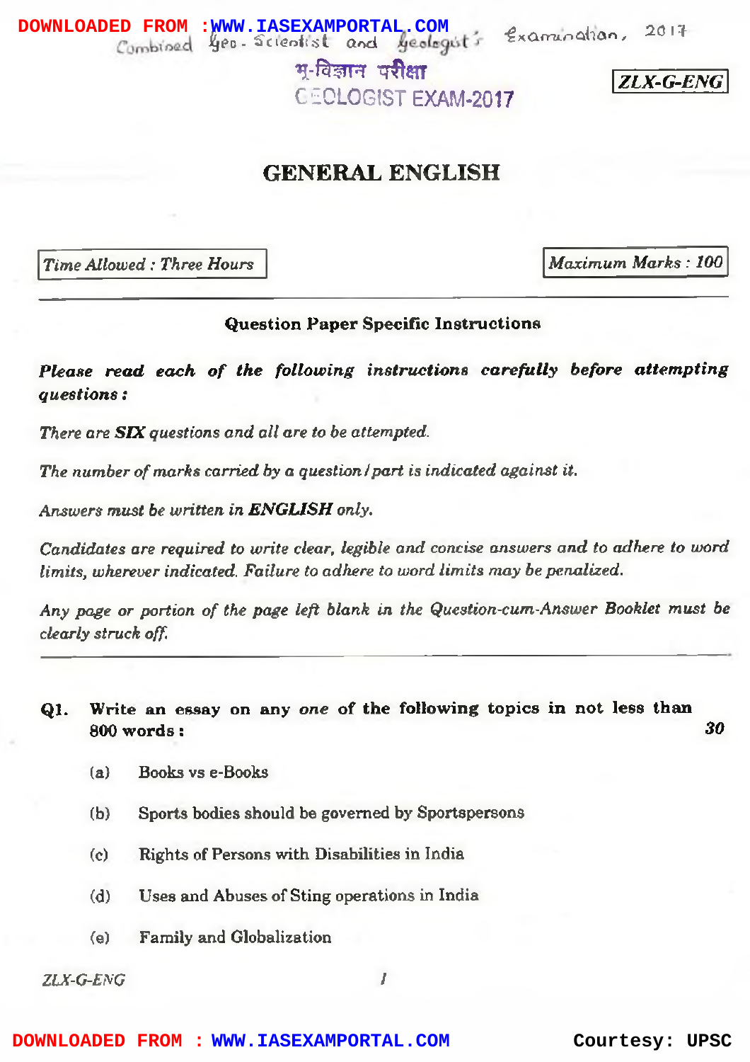Combined Geo-Scientist and Geologist's Examination, 2017

भू-विज्ञान परीक्षा
GEOLOGIST EXAM-2017

**ZLX-G-ENG**

# GENERAL ENGLISH

*Time Allowed : Three Hours*

*Maximum Marks : 100*

## Question Paper Specific Instructions

***Please read each of the following instructions carefully before attempting questions :***

*There are **SIX** questions and all are to be attempted.*

*The number of marks carried by a question / part is indicated against it.*

*Answers must be written in **ENGLISH** only.*

*Candidates are required to write clear, legible and concise answers and to adhere to word limits, wherever indicated. Failure to adhere to word limits may be penalized.*

*Any page or portion of the page left blank in the Question-cum-Answer Booklet must be clearly struck off.*

---

**Q1. Write an essay on any *one* of the following topics in not less than 800 words :** ***30***

(a) Books vs e-Books

(b) Sports bodies should be governed by Sportspersons

(c) Rights of Persons with Disabilities in India

(d) Uses and Abuses of Sting operations in India

(e) Family and Globalization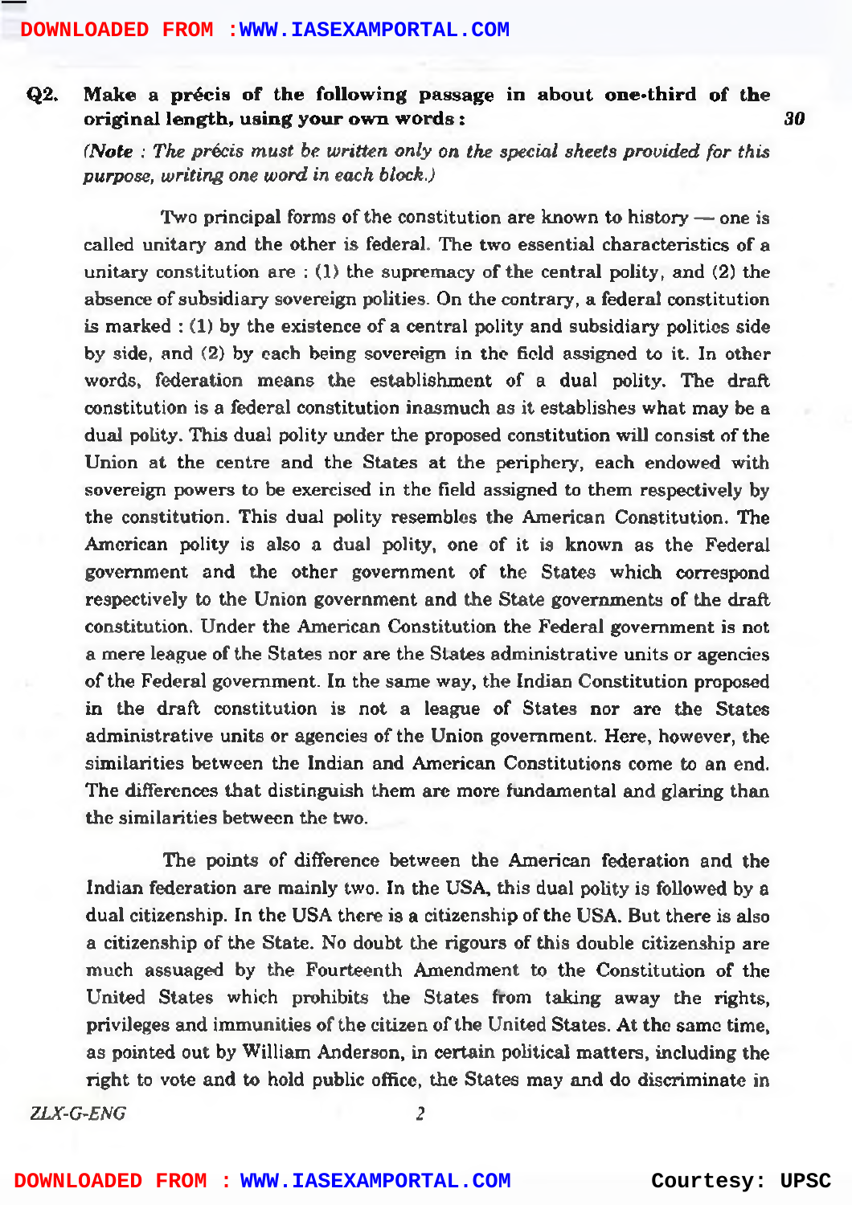**Q2. Make a précis of the following passage in about one-third of the original length, using your own words :** **30**

*(Note : The précis must be written only on the special sheets provided for this purpose, writing one word in each block.)*

Two principal forms of the constitution are known to history — one is called unitary and the other is federal. The two essential characteristics of a unitary constitution are : (1) the supremacy of the central polity, and (2) the absence of subsidiary sovereign polities. On the contrary, a federal constitution is marked : (1) by the existence of a central polity and subsidiary polities side by side, and (2) by each being sovereign in the field assigned to it. In other words, federation means the establishment of a dual polity. The draft constitution is a federal constitution inasmuch as it establishes what may be a dual polity. This dual polity under the proposed constitution will consist of the Union at the centre and the States at the periphery, each endowed with sovereign powers to be exercised in the field assigned to them respectively by the constitution. This dual polity resembles the American Constitution. The American polity is also a dual polity, one of it is known as the Federal government and the other government of the States which correspond respectively to the Union government and the State governments of the draft constitution. Under the American Constitution the Federal government is not a mere league of the States nor are the States administrative units or agencies of the Federal government. In the same way, the Indian Constitution proposed in the draft constitution is not a league of States nor are the States administrative units or agencies of the Union government. Here, however, the similarities between the Indian and American Constitutions come to an end. The differences that distinguish them are more fundamental and glaring than the similarities between the two.

The points of difference between the American federation and the Indian federation are mainly two. In the USA, this dual polity is followed by a dual citizenship. In the USA there is a citizenship of the USA. But there is also a citizenship of the State. No doubt the rigours of this double citizenship are much assuaged by the Fourteenth Amendment to the Constitution of the United States which prohibits the States from taking away the rights, privileges and immunities of the citizen of the United States. At the same time, as pointed out by William Anderson, in certain political matters, including the right to vote and to hold public office, the States may and do discriminate in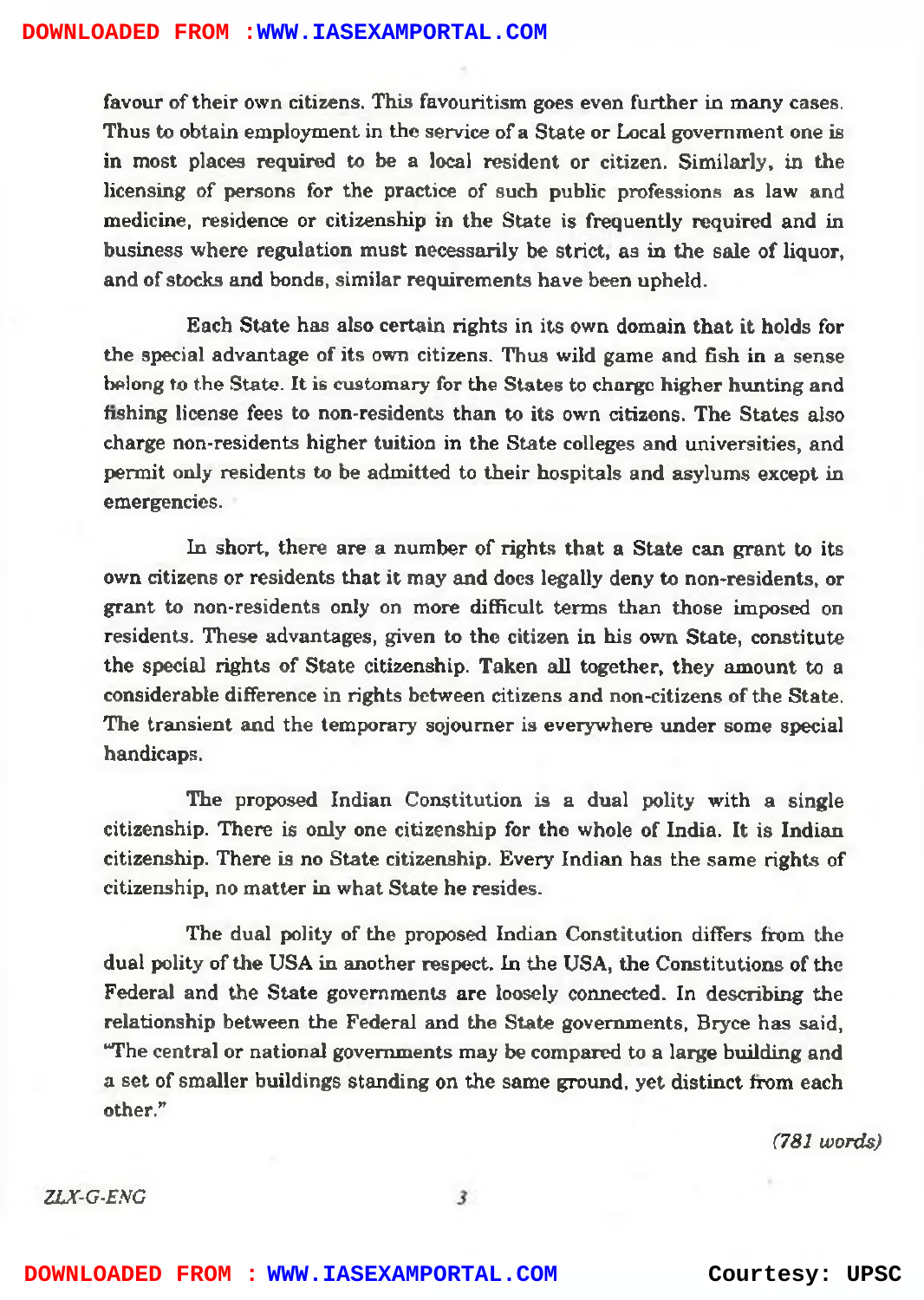favour of their own citizens. This favouritism goes even further in many cases. Thus to obtain employment in the service of a State or Local government one is in most places required to be a local resident or citizen. Similarly, in the licensing of persons for the practice of such public professions as law and medicine, residence or citizenship in the State is frequently required and in business where regulation must necessarily be strict, as in the sale of liquor, and of stocks and bonds, similar requirements have been upheld.

Each State has also certain rights in its own domain that it holds for the special advantage of its own citizens. Thus wild game and fish in a sense belong to the State. It is customary for the States to charge higher hunting and fishing license fees to non-residents than to its own citizens. The States also charge non-residents higher tuition in the State colleges and universities, and permit only residents to be admitted to their hospitals and asylums except in emergencies.

In short, there are a number of rights that a State can grant to its own citizens or residents that it may and does legally deny to non-residents, or grant to non-residents only on more difficult terms than those imposed on residents. These advantages, given to the citizen in his own State, constitute the special rights of State citizenship. Taken all together, they amount to a considerable difference in rights between citizens and non-citizens of the State. The transient and the temporary sojourner is everywhere under some special handicaps.

The proposed Indian Constitution is a dual polity with a single citizenship. There is only one citizenship for the whole of India. It is Indian citizenship. There is no State citizenship. Every Indian has the same rights of citizenship, no matter in what State he resides.

The dual polity of the proposed Indian Constitution differs from the dual polity of the USA in another respect. In the USA, the Constitutions of the Federal and the State governments are loosely connected. In describing the relationship between the Federal and the State governments, Bryce has said, "The central or national governments may be compared to a large building and a set of smaller buildings standing on the same ground, yet distinct from each other."

*(781 words)*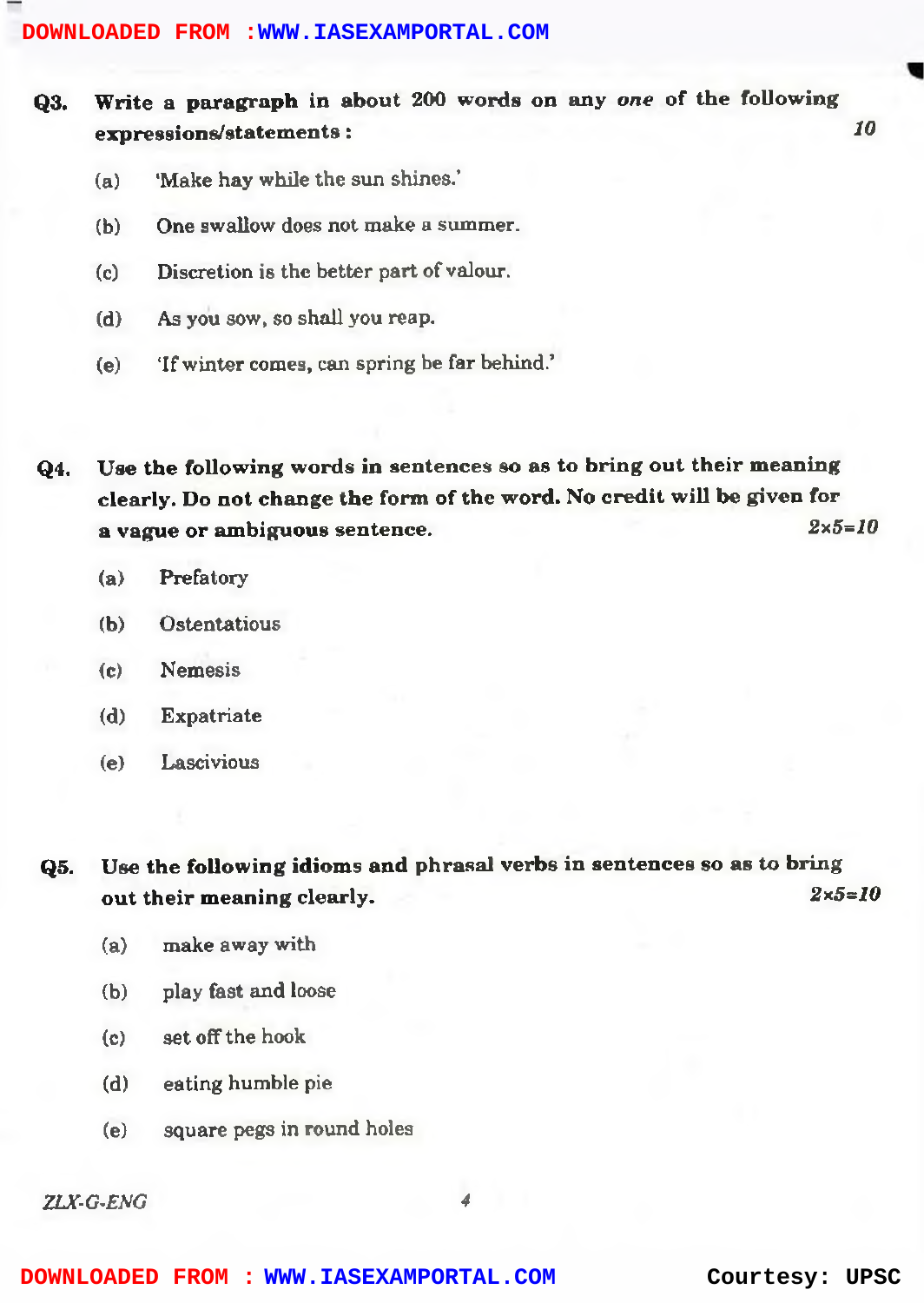**Q3. Write a paragraph in about 200 words on any *one* of the following expressions/statements :** *10*

(a) 'Make hay while the sun shines.'

(b) One swallow does not make a summer.

(c) Discretion is the better part of valour.

(d) As you sow, so shall you reap.

(e) 'If winter comes, can spring be far behind.'

**Q4. Use the following words in sentences so as to bring out their meaning clearly. Do not change the form of the word. No credit will be given for a vague or ambiguous sentence.** *2×5=10*

(a) Prefatory

(b) Ostentatious

(c) Nemesis

(d) Expatriate

(e) Lascivious

**Q5. Use the following idioms and phrasal verbs in sentences so as to bring out their meaning clearly.** *2×5=10*

(a) make away with

(b) play fast and loose

(c) set off the hook

(d) eating humble pie

(e) square pegs in round holes

ZLX-G-ENG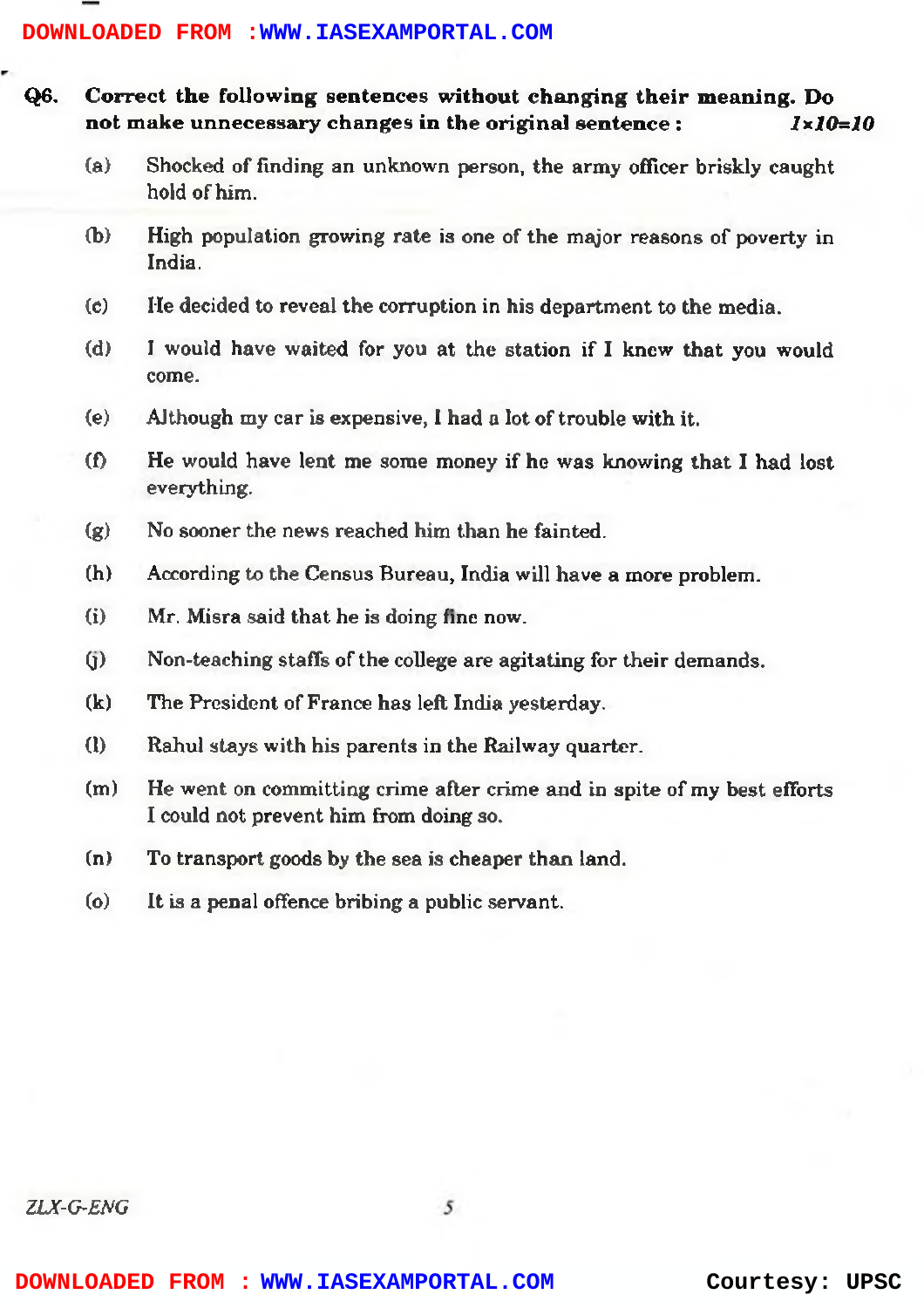**Q6. Correct the following sentences without changing their meaning. Do not make unnecessary changes in the original sentence :** *1×10=10*

(a) Shocked of finding an unknown person, the army officer briskly caught hold of him.

(b) High population growing rate is one of the major reasons of poverty in India.

(c) He decided to reveal the corruption in his department to the media.

(d) I would have waited for you at the station if I knew that you would come.

(e) Although my car is expensive, I had a lot of trouble with it.

(f) He would have lent me some money if he was knowing that I had lost everything.

(g) No sooner the news reached him than he fainted.

(h) According to the Census Bureau, India will have a more problem.

(i) Mr. Misra said that he is doing fine now.

(j) Non-teaching staffs of the college are agitating for their demands.

(k) The President of France has left India yesterday.

(l) Rahul stays with his parents in the Railway quarter.

(m) He went on committing crime after crime and in spite of my best efforts I could not prevent him from doing so.

(n) To transport goods by the sea is cheaper than land.

(o) It is a penal offence bribing a public servant.